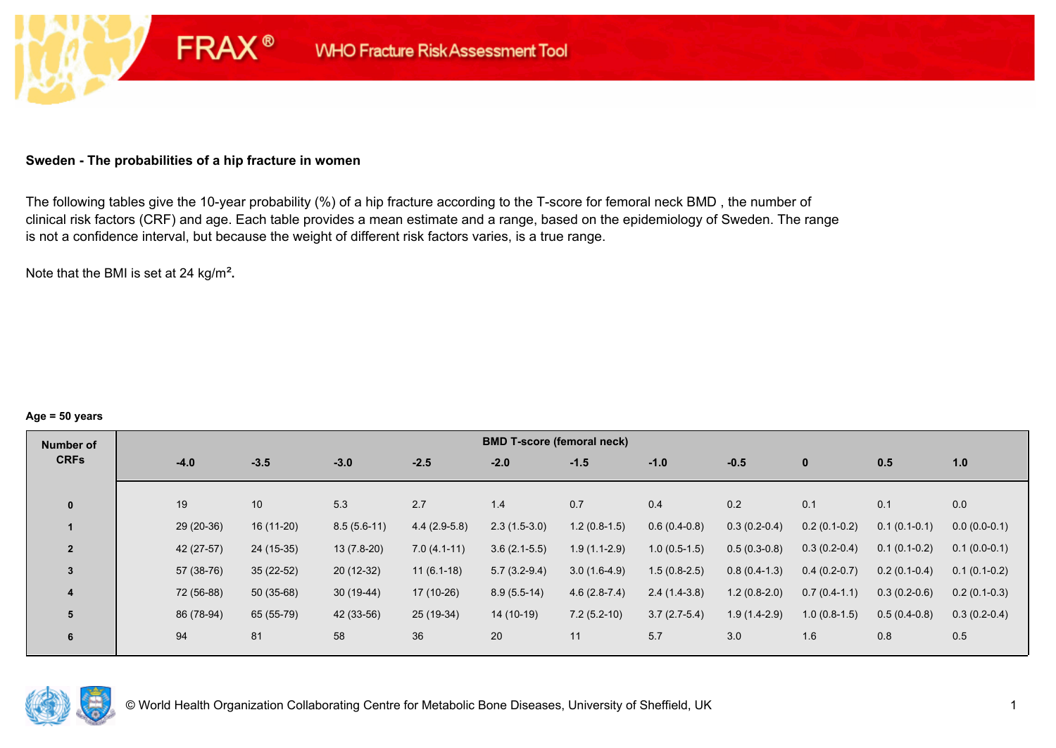FRAX® WHO Fracture Risk Assessment Tool

## Sweden - The probabilities of a hip fracture in women

The following tables give the 10-year probability (%) of a hip fracture according to the T-score for femoral neck BMD , the number of clinical risk factors (CRF) and age. Each table provides a mean estimate and a range, based on the epidemiology of Sweden. The range is not a confidence interval, but because the weight of different risk factors varies, is a true range.

Note that the BMI is set at 24 kg/m².

**Age = 50 years**

| Number of CRFs | BMD T-score (femoral neck) | | | | | | | | | | |
|---|---|---|---|---|---|---|---|---|---|---|---|
| | -4.0 | -3.5 | -3.0 | -2.5 | -2.0 | -1.5 | -1.0 | -0.5 | 0 | 0.5 | 1.0 |
| 0 | 19 | 10 | 5.3 | 2.7 | 1.4 | 0.7 | 0.4 | 0.2 | 0.1 | 0.1 | 0.0 |
| 1 | 29 (20-36) | 16 (11-20) | 8.5 (5.6-11) | 4.4 (2.9-5.8) | 2.3 (1.5-3.0) | 1.2 (0.8-1.5) | 0.6 (0.4-0.8) | 0.3 (0.2-0.4) | 0.2 (0.1-0.2) | 0.1 (0.1-0.1) | 0.0 (0.0-0.1) |
| 2 | 42 (27-57) | 24 (15-35) | 13 (7.8-20) | 7.0 (4.1-11) | 3.6 (2.1-5.5) | 1.9 (1.1-2.9) | 1.0 (0.5-1.5) | 0.5 (0.3-0.8) | 0.3 (0.2-0.4) | 0.1 (0.1-0.2) | 0.1 (0.0-0.1) |
| 3 | 57 (38-76) | 35 (22-52) | 20 (12-32) | 11 (6.1-18) | 5.7 (3.2-9.4) | 3.0 (1.6-4.9) | 1.5 (0.8-2.5) | 0.8 (0.4-1.3) | 0.4 (0.2-0.7) | 0.2 (0.1-0.4) | 0.1 (0.1-0.2) |
| 4 | 72 (56-88) | 50 (35-68) | 30 (19-44) | 17 (10-26) | 8.9 (5.5-14) | 4.6 (2.8-7.4) | 2.4 (1.4-3.8) | 1.2 (0.8-2.0) | 0.7 (0.4-1.1) | 0.3 (0.2-0.6) | 0.2 (0.1-0.3) |
| 5 | 86 (78-94) | 65 (55-79) | 42 (33-56) | 25 (19-34) | 14 (10-19) | 7.2 (5.2-10) | 3.7 (2.7-5.4) | 1.9 (1.4-2.9) | 1.0 (0.8-1.5) | 0.5 (0.4-0.8) | 0.3 (0.2-0.4) |
| 6 | 94 | 81 | 58 | 36 | 20 | 11 | 5.7 | 3.0 | 1.6 | 0.8 | 0.5 |

© World Health Organization Collaborating Centre for Metabolic Bone Diseases, University of Sheffield, UK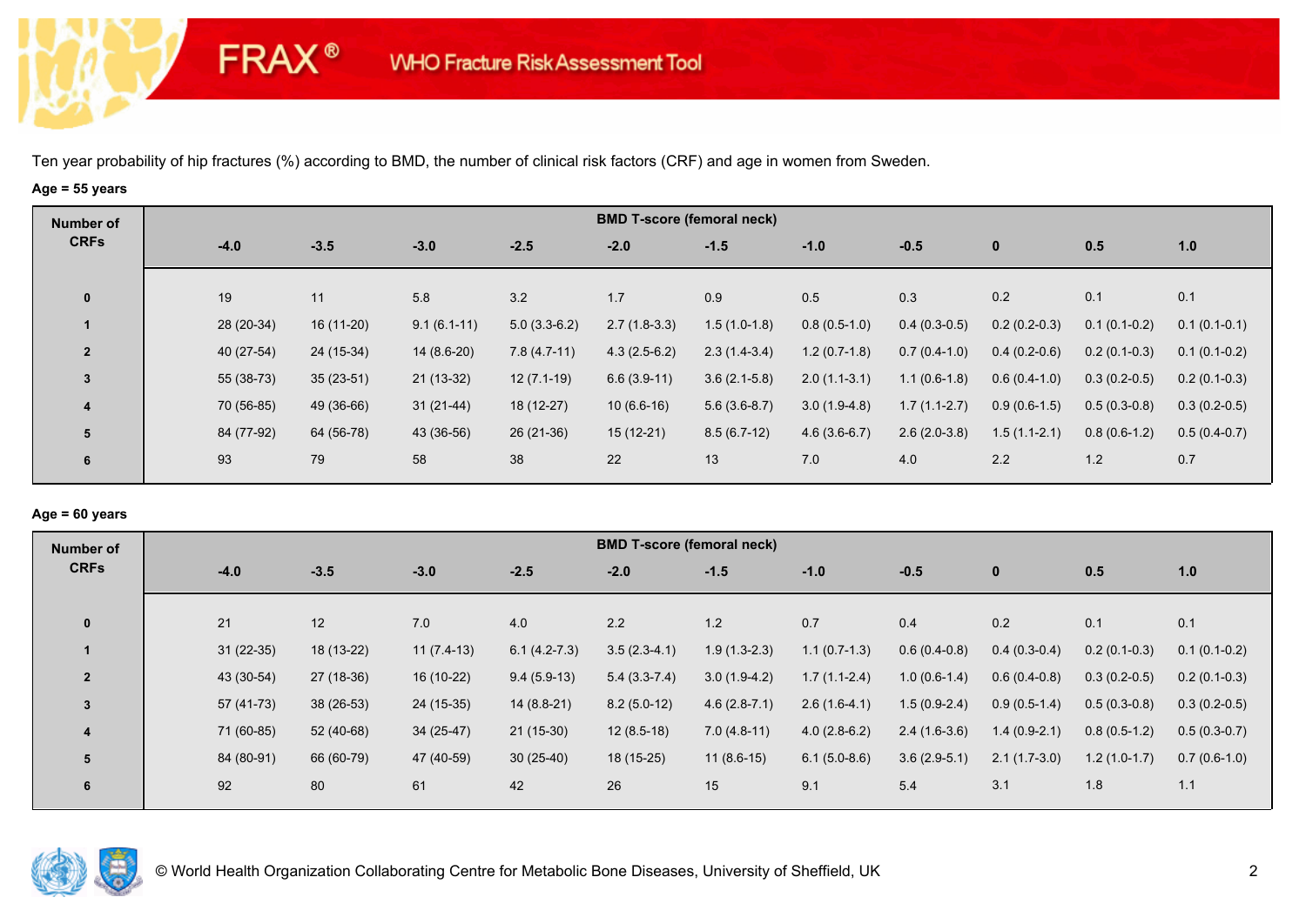# FRAX® WHO Fracture Risk Assessment Tool

Ten year probability of hip fractures (%) according to BMD, the number of clinical risk factors (CRF) and age in women from Sweden.

**Age = 55 years**

| Number of CRFs | BMD T-score (femoral neck) | | | | | | | | | | |
|---|---|---|---|---|---|---|---|---|---|---|---|
| | -4.0 | -3.5 | -3.0 | -2.5 | -2.0 | -1.5 | -1.0 | -0.5 | 0 | 0.5 | 1.0 |
| 0 | 19 | 11 | 5.8 | 3.2 | 1.7 | 0.9 | 0.5 | 0.3 | 0.2 | 0.1 | 0.1 |
| 1 | 28 (20-34) | 16 (11-20) | 9.1 (6.1-11) | 5.0 (3.3-6.2) | 2.7 (1.8-3.3) | 1.5 (1.0-1.8) | 0.8 (0.5-1.0) | 0.4 (0.3-0.5) | 0.2 (0.2-0.3) | 0.1 (0.1-0.2) | 0.1 (0.1-0.1) |
| 2 | 40 (27-54) | 24 (15-34) | 14 (8.6-20) | 7.8 (4.7-11) | 4.3 (2.5-6.2) | 2.3 (1.4-3.4) | 1.2 (0.7-1.8) | 0.7 (0.4-1.0) | 0.4 (0.2-0.6) | 0.2 (0.1-0.3) | 0.1 (0.1-0.2) |
| 3 | 55 (38-73) | 35 (23-51) | 21 (13-32) | 12 (7.1-19) | 6.6 (3.9-11) | 3.6 (2.1-5.8) | 2.0 (1.1-3.1) | 1.1 (0.6-1.8) | 0.6 (0.4-1.0) | 0.3 (0.2-0.5) | 0.2 (0.1-0.3) |
| 4 | 70 (56-85) | 49 (36-66) | 31 (21-44) | 18 (12-27) | 10 (6.6-16) | 5.6 (3.6-8.7) | 3.0 (1.9-4.8) | 1.7 (1.1-2.7) | 0.9 (0.6-1.5) | 0.5 (0.3-0.8) | 0.3 (0.2-0.5) |
| 5 | 84 (77-92) | 64 (56-78) | 43 (36-56) | 26 (21-36) | 15 (12-21) | 8.5 (6.7-12) | 4.6 (3.6-6.7) | 2.6 (2.0-3.8) | 1.5 (1.1-2.1) | 0.8 (0.6-1.2) | 0.5 (0.4-0.7) |
| 6 | 93 | 79 | 58 | 38 | 22 | 13 | 7.0 | 4.0 | 2.2 | 1.2 | 0.7 |

**Age = 60 years**

| Number of CRFs | BMD T-score (femoral neck) | | | | | | | | | | |
|---|---|---|---|---|---|---|---|---|---|---|---|
| | -4.0 | -3.5 | -3.0 | -2.5 | -2.0 | -1.5 | -1.0 | -0.5 | 0 | 0.5 | 1.0 |
| 0 | 21 | 12 | 7.0 | 4.0 | 2.2 | 1.2 | 0.7 | 0.4 | 0.2 | 0.1 | 0.1 |
| 1 | 31 (22-35) | 18 (13-22) | 11 (7.4-13) | 6.1 (4.2-7.3) | 3.5 (2.3-4.1) | 1.9 (1.3-2.3) | 1.1 (0.7-1.3) | 0.6 (0.4-0.8) | 0.4 (0.3-0.4) | 0.2 (0.1-0.3) | 0.1 (0.1-0.2) |
| 2 | 43 (30-54) | 27 (18-36) | 16 (10-22) | 9.4 (5.9-13) | 5.4 (3.3-7.4) | 3.0 (1.9-4.2) | 1.7 (1.1-2.4) | 1.0 (0.6-1.4) | 0.6 (0.4-0.8) | 0.3 (0.2-0.5) | 0.2 (0.1-0.3) |
| 3 | 57 (41-73) | 38 (26-53) | 24 (15-35) | 14 (8.8-21) | 8.2 (5.0-12) | 4.6 (2.8-7.1) | 2.6 (1.6-4.1) | 1.5 (0.9-2.4) | 0.9 (0.5-1.4) | 0.5 (0.3-0.8) | 0.3 (0.2-0.5) |
| 4 | 71 (60-85) | 52 (40-68) | 34 (25-47) | 21 (15-30) | 12 (8.5-18) | 7.0 (4.8-11) | 4.0 (2.8-6.2) | 2.4 (1.6-3.6) | 1.4 (0.9-2.1) | 0.8 (0.5-1.2) | 0.5 (0.3-0.7) |
| 5 | 84 (80-91) | 66 (60-79) | 47 (40-59) | 30 (25-40) | 18 (15-25) | 11 (8.6-15) | 6.1 (5.0-8.6) | 3.6 (2.9-5.1) | 2.1 (1.7-3.0) | 1.2 (1.0-1.7) | 0.7 (0.6-1.0) |
| 6 | 92 | 80 | 61 | 42 | 26 | 15 | 9.1 | 5.4 | 3.1 | 1.8 | 1.1 |

© World Health Organization Collaborating Centre for Metabolic Bone Diseases, University of Sheffield, UK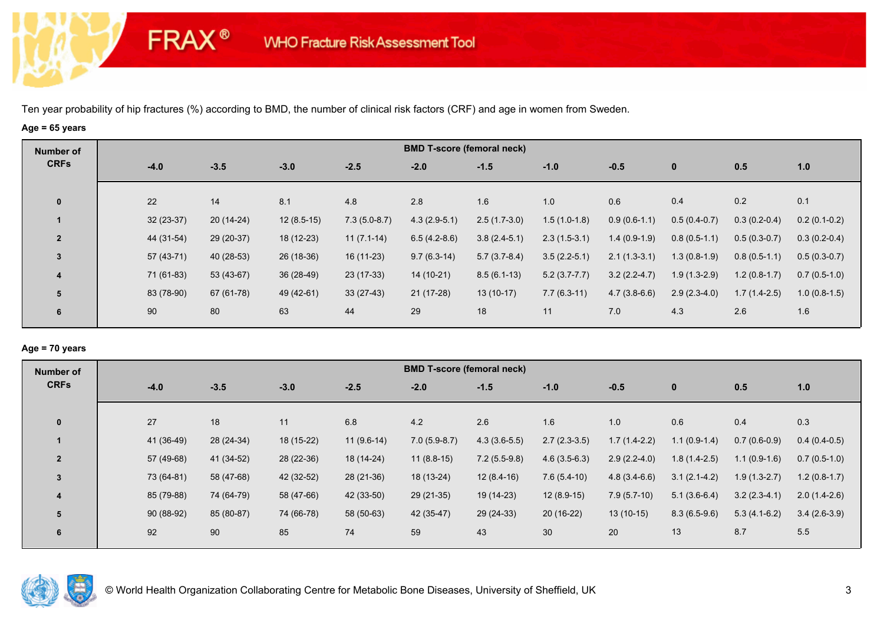# FRAX® WHO Fracture Risk Assessment Tool

Ten year probability of hip fractures (%) according to BMD, the number of clinical risk factors (CRF) and age in women from Sweden.

**Age = 65 years**

| Number of CRFs | BMD T-score (femoral neck) | | | | | | | | | | |
|---|---|---|---|---|---|---|---|---|---|---|---|
| | -4.0 | -3.5 | -3.0 | -2.5 | -2.0 | -1.5 | -1.0 | -0.5 | 0 | 0.5 | 1.0 |
| 0 | 22 | 14 | 8.1 | 4.8 | 2.8 | 1.6 | 1.0 | 0.6 | 0.4 | 0.2 | 0.1 |
| 1 | 32 (23-37) | 20 (14-24) | 12 (8.5-15) | 7.3 (5.0-8.7) | 4.3 (2.9-5.1) | 2.5 (1.7-3.0) | 1.5 (1.0-1.8) | 0.9 (0.6-1.1) | 0.5 (0.4-0.7) | 0.3 (0.2-0.4) | 0.2 (0.1-0.2) |
| 2 | 44 (31-54) | 29 (20-37) | 18 (12-23) | 11 (7.1-14) | 6.5 (4.2-8.6) | 3.8 (2.4-5.1) | 2.3 (1.5-3.1) | 1.4 (0.9-1.9) | 0.8 (0.5-1.1) | 0.5 (0.3-0.7) | 0.3 (0.2-0.4) |
| 3 | 57 (43-71) | 40 (28-53) | 26 (18-36) | 16 (11-23) | 9.7 (6.3-14) | 5.7 (3.7-8.4) | 3.5 (2.2-5.1) | 2.1 (1.3-3.1) | 1.3 (0.8-1.9) | 0.8 (0.5-1.1) | 0.5 (0.3-0.7) |
| 4 | 71 (61-83) | 53 (43-67) | 36 (28-49) | 23 (17-33) | 14 (10-21) | 8.5 (6.1-13) | 5.2 (3.7-7.7) | 3.2 (2.2-4.7) | 1.9 (1.3-2.9) | 1.2 (0.8-1.7) | 0.7 (0.5-1.0) |
| 5 | 83 (78-90) | 67 (61-78) | 49 (42-61) | 33 (27-43) | 21 (17-28) | 13 (10-17) | 7.7 (6.3-11) | 4.7 (3.8-6.6) | 2.9 (2.3-4.0) | 1.7 (1.4-2.5) | 1.0 (0.8-1.5) |
| 6 | 90 | 80 | 63 | 44 | 29 | 18 | 11 | 7.0 | 4.3 | 2.6 | 1.6 |

**Age = 70 years**

| Number of CRFs | BMD T-score (femoral neck) | | | | | | | | | | |
|---|---|---|---|---|---|---|---|---|---|---|---|
| | -4.0 | -3.5 | -3.0 | -2.5 | -2.0 | -1.5 | -1.0 | -0.5 | 0 | 0.5 | 1.0 |
| 0 | 27 | 18 | 11 | 6.8 | 4.2 | 2.6 | 1.6 | 1.0 | 0.6 | 0.4 | 0.3 |
| 1 | 41 (36-49) | 28 (24-34) | 18 (15-22) | 11 (9.6-14) | 7.0 (5.9-8.7) | 4.3 (3.6-5.5) | 2.7 (2.3-3.5) | 1.7 (1.4-2.2) | 1.1 (0.9-1.4) | 0.7 (0.6-0.9) | 0.4 (0.4-0.5) |
| 2 | 57 (49-68) | 41 (34-52) | 28 (22-36) | 18 (14-24) | 11 (8.8-15) | 7.2 (5.5-9.8) | 4.6 (3.5-6.3) | 2.9 (2.2-4.0) | 1.8 (1.4-2.5) | 1.1 (0.9-1.6) | 0.7 (0.5-1.0) |
| 3 | 73 (64-81) | 58 (47-68) | 42 (32-52) | 28 (21-36) | 18 (13-24) | 12 (8.4-16) | 7.6 (5.4-10) | 4.8 (3.4-6.6) | 3.1 (2.1-4.2) | 1.9 (1.3-2.7) | 1.2 (0.8-1.7) |
| 4 | 85 (79-88) | 74 (64-79) | 58 (47-66) | 42 (33-50) | 29 (21-35) | 19 (14-23) | 12 (8.9-15) | 7.9 (5.7-10) | 5.1 (3.6-6.4) | 3.2 (2.3-4.1) | 2.0 (1.4-2.6) |
| 5 | 90 (88-92) | 85 (80-87) | 74 (66-78) | 58 (50-63) | 42 (35-47) | 29 (24-33) | 20 (16-22) | 13 (10-15) | 8.3 (6.5-9.6) | 5.3 (4.1-6.2) | 3.4 (2.6-3.9) |
| 6 | 92 | 90 | 85 | 74 | 59 | 43 | 30 | 20 | 13 | 8.7 | 5.5 |

© World Health Organization Collaborating Centre for Metabolic Bone Diseases, University of Sheffield, UK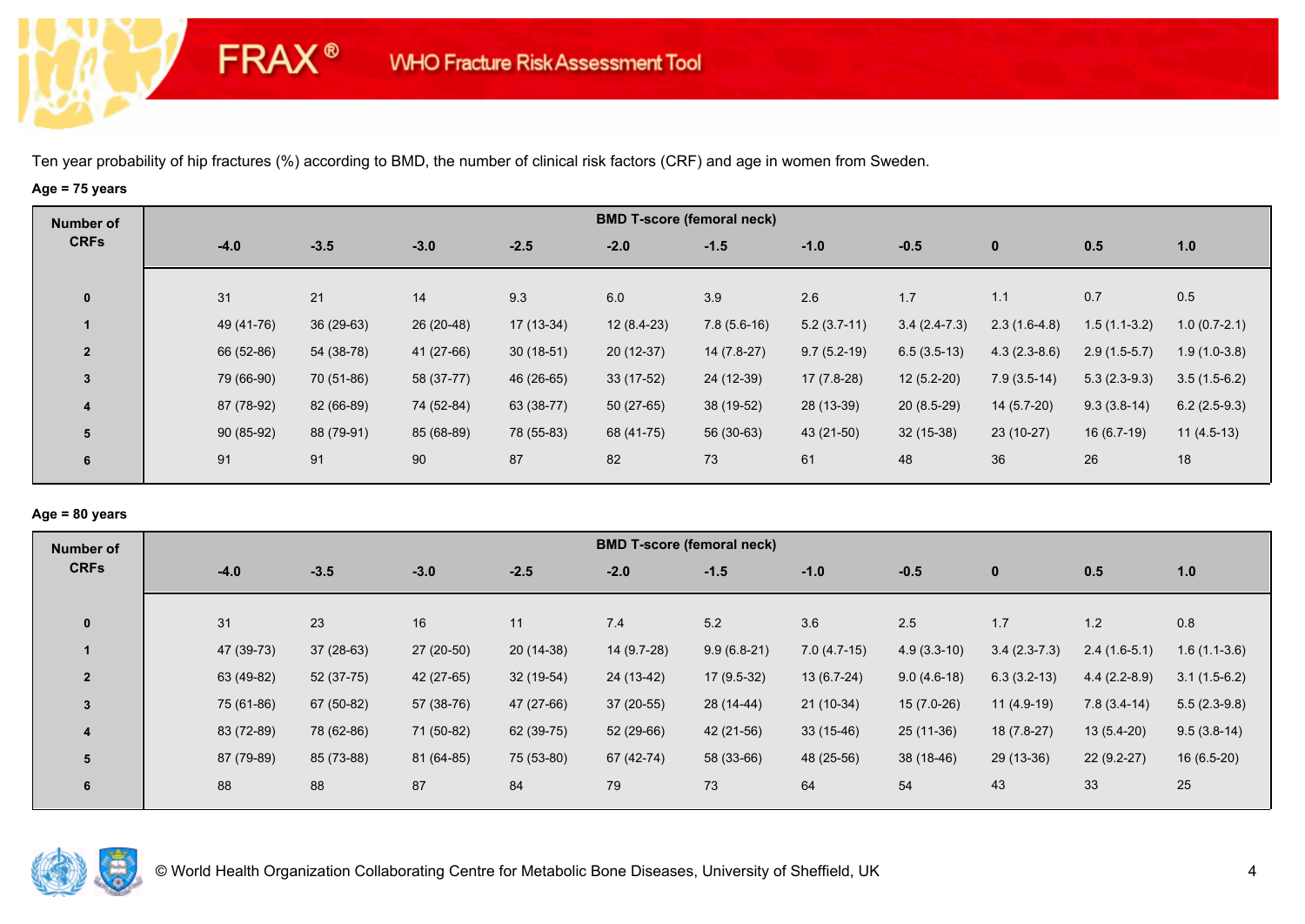Ten year probability of hip fractures (%) according to BMD, the number of clinical risk factors (CRF) and age in women from Sweden.

**Age = 75 years**

| Number of CRFs | BMD T-score (femoral neck) | | | | | | | | | | |
|---|---|---|---|---|---|---|---|---|---|---|---|
| | -4.0 | -3.5 | -3.0 | -2.5 | -2.0 | -1.5 | -1.0 | -0.5 | 0 | 0.5 | 1.0 |
| 0 | 31 | 21 | 14 | 9.3 | 6.0 | 3.9 | 2.6 | 1.7 | 1.1 | 0.7 | 0.5 |
| 1 | 49 (41-76) | 36 (29-63) | 26 (20-48) | 17 (13-34) | 12 (8.4-23) | 7.8 (5.6-16) | 5.2 (3.7-11) | 3.4 (2.4-7.3) | 2.3 (1.6-4.8) | 1.5 (1.1-3.2) | 1.0 (0.7-2.1) |
| 2 | 66 (52-86) | 54 (38-78) | 41 (27-66) | 30 (18-51) | 20 (12-37) | 14 (7.8-27) | 9.7 (5.2-19) | 6.5 (3.5-13) | 4.3 (2.3-8.6) | 2.9 (1.5-5.7) | 1.9 (1.0-3.8) |
| 3 | 79 (66-90) | 70 (51-86) | 58 (37-77) | 46 (26-65) | 33 (17-52) | 24 (12-39) | 17 (7.8-28) | 12 (5.2-20) | 7.9 (3.5-14) | 5.3 (2.3-9.3) | 3.5 (1.5-6.2) |
| 4 | 87 (78-92) | 82 (66-89) | 74 (52-84) | 63 (38-77) | 50 (27-65) | 38 (19-52) | 28 (13-39) | 20 (8.5-29) | 14 (5.7-20) | 9.3 (3.8-14) | 6.2 (2.5-9.3) |
| 5 | 90 (85-92) | 88 (79-91) | 85 (68-89) | 78 (55-83) | 68 (41-75) | 56 (30-63) | 43 (21-50) | 32 (15-38) | 23 (10-27) | 16 (6.7-19) | 11 (4.5-13) |
| 6 | 91 | 91 | 90 | 87 | 82 | 73 | 61 | 48 | 36 | 26 | 18 |

**Age = 80 years**

| Number of CRFs | BMD T-score (femoral neck) | | | | | | | | | | |
|---|---|---|---|---|---|---|---|---|---|---|---|
| | -4.0 | -3.5 | -3.0 | -2.5 | -2.0 | -1.5 | -1.0 | -0.5 | 0 | 0.5 | 1.0 |
| 0 | 31 | 23 | 16 | 11 | 7.4 | 5.2 | 3.6 | 2.5 | 1.7 | 1.2 | 0.8 |
| 1 | 47 (39-73) | 37 (28-63) | 27 (20-50) | 20 (14-38) | 14 (9.7-28) | 9.9 (6.8-21) | 7.0 (4.7-15) | 4.9 (3.3-10) | 3.4 (2.3-7.3) | 2.4 (1.6-5.1) | 1.6 (1.1-3.6) |
| 2 | 63 (49-82) | 52 (37-75) | 42 (27-65) | 32 (19-54) | 24 (13-42) | 17 (9.5-32) | 13 (6.7-24) | 9.0 (4.6-18) | 6.3 (3.2-13) | 4.4 (2.2-8.9) | 3.1 (1.5-6.2) |
| 3 | 75 (61-86) | 67 (50-82) | 57 (38-76) | 47 (27-66) | 37 (20-55) | 28 (14-44) | 21 (10-34) | 15 (7.0-26) | 11 (4.9-19) | 7.8 (3.4-14) | 5.5 (2.3-9.8) |
| 4 | 83 (72-89) | 78 (62-86) | 71 (50-82) | 62 (39-75) | 52 (29-66) | 42 (21-56) | 33 (15-46) | 25 (11-36) | 18 (7.8-27) | 13 (5.4-20) | 9.5 (3.8-14) |
| 5 | 87 (79-89) | 85 (73-88) | 81 (64-85) | 75 (53-80) | 67 (42-74) | 58 (33-66) | 48 (25-56) | 38 (18-46) | 29 (13-36) | 22 (9.2-27) | 16 (6.5-20) |
| 6 | 88 | 88 | 87 | 84 | 79 | 73 | 64 | 54 | 43 | 33 | 25 |

© World Health Organization Collaborating Centre for Metabolic Bone Diseases, University of Sheffield, UK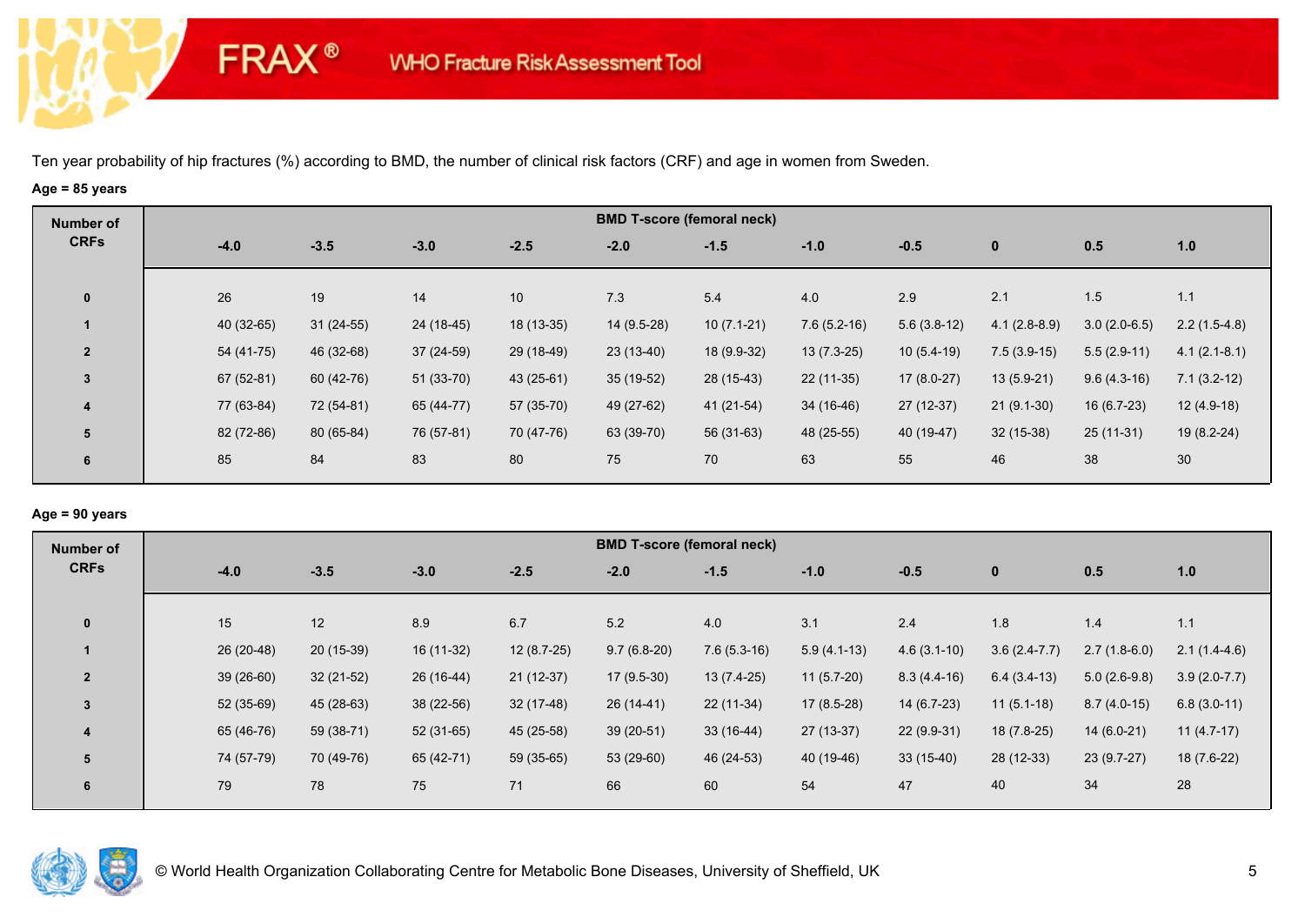FRAX® WHO Fracture Risk Assessment Tool

Ten year probability of hip fractures (%) according to BMD, the number of clinical risk factors (CRF) and age in women from Sweden.

**Age = 85 years**

| Number of CRFs | BMD T-score (femoral neck) | | | | | | | | | | |
|---|---|---|---|---|---|---|---|---|---|---|---|
| | -4.0 | -3.5 | -3.0 | -2.5 | -2.0 | -1.5 | -1.0 | -0.5 | 0 | 0.5 | 1.0 |
| 0 | 26 | 19 | 14 | 10 | 7.3 | 5.4 | 4.0 | 2.9 | 2.1 | 1.5 | 1.1 |
| 1 | 40 (32-65) | 31 (24-55) | 24 (18-45) | 18 (13-35) | 14 (9.5-28) | 10 (7.1-21) | 7.6 (5.2-16) | 5.6 (3.8-12) | 4.1 (2.8-8.9) | 3.0 (2.0-6.5) | 2.2 (1.5-4.8) |
| 2 | 54 (41-75) | 46 (32-68) | 37 (24-59) | 29 (18-49) | 23 (13-40) | 18 (9.9-32) | 13 (7.3-25) | 10 (5.4-19) | 7.5 (3.9-15) | 5.5 (2.9-11) | 4.1 (2.1-8.1) |
| 3 | 67 (52-81) | 60 (42-76) | 51 (33-70) | 43 (25-61) | 35 (19-52) | 28 (15-43) | 22 (11-35) | 17 (8.0-27) | 13 (5.9-21) | 9.6 (4.3-16) | 7.1 (3.2-12) |
| 4 | 77 (63-84) | 72 (54-81) | 65 (44-77) | 57 (35-70) | 49 (27-62) | 41 (21-54) | 34 (16-46) | 27 (12-37) | 21 (9.1-30) | 16 (6.7-23) | 12 (4.9-18) |
| 5 | 82 (72-86) | 80 (65-84) | 76 (57-81) | 70 (47-76) | 63 (39-70) | 56 (31-63) | 48 (25-55) | 40 (19-47) | 32 (15-38) | 25 (11-31) | 19 (8.2-24) |
| 6 | 85 | 84 | 83 | 80 | 75 | 70 | 63 | 55 | 46 | 38 | 30 |

**Age = 90 years**

| Number of CRFs | BMD T-score (femoral neck) | | | | | | | | | | |
|---|---|---|---|---|---|---|---|---|---|---|---|
| | -4.0 | -3.5 | -3.0 | -2.5 | -2.0 | -1.5 | -1.0 | -0.5 | 0 | 0.5 | 1.0 |
| 0 | 15 | 12 | 8.9 | 6.7 | 5.2 | 4.0 | 3.1 | 2.4 | 1.8 | 1.4 | 1.1 |
| 1 | 26 (20-48) | 20 (15-39) | 16 (11-32) | 12 (8.7-25) | 9.7 (6.8-20) | 7.6 (5.3-16) | 5.9 (4.1-13) | 4.6 (3.1-10) | 3.6 (2.4-7.7) | 2.7 (1.8-6.0) | 2.1 (1.4-4.6) |
| 2 | 39 (26-60) | 32 (21-52) | 26 (16-44) | 21 (12-37) | 17 (9.5-30) | 13 (7.4-25) | 11 (5.7-20) | 8.3 (4.4-16) | 6.4 (3.4-13) | 5.0 (2.6-9.8) | 3.9 (2.0-7.7) |
| 3 | 52 (35-69) | 45 (28-63) | 38 (22-56) | 32 (17-48) | 26 (14-41) | 22 (11-34) | 17 (8.5-28) | 14 (6.7-23) | 11 (5.1-18) | 8.7 (4.0-15) | 6.8 (3.0-11) |
| 4 | 65 (46-76) | 59 (38-71) | 52 (31-65) | 45 (25-58) | 39 (20-51) | 33 (16-44) | 27 (13-37) | 22 (9.9-31) | 18 (7.8-25) | 14 (6.0-21) | 11 (4.7-17) |
| 5 | 74 (57-79) | 70 (49-76) | 65 (42-71) | 59 (35-65) | 53 (29-60) | 46 (24-53) | 40 (19-46) | 33 (15-40) | 28 (12-33) | 23 (9.7-27) | 18 (7.6-22) |
| 6 | 79 | 78 | 75 | 71 | 66 | 60 | 54 | 47 | 40 | 34 | 28 |

© World Health Organization Collaborating Centre for Metabolic Bone Diseases, University of Sheffield, UK